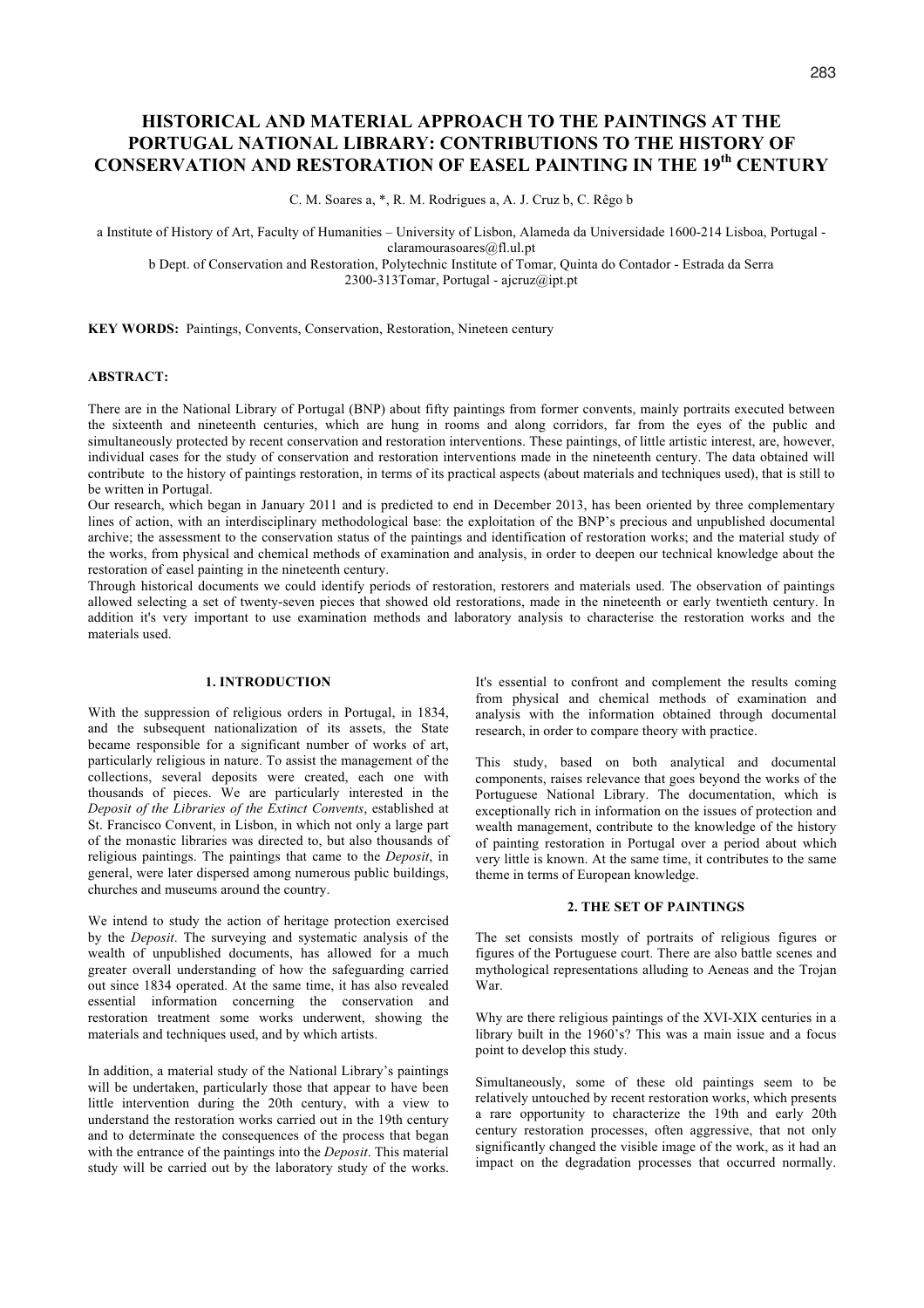# HISTORICAL AND MATERIAL APPROACH TO THE PAINTINGS AT THE PORTUGAL NATIONAL LIBRARY: CONTRIBUTIONS TO THE HISTORY OF CONSERVATION AND RESTORATION OF EASEL PAINTING IN THE 19th CENTURY

C. M. Soares a, *, R. M. Rodrigues a, A. J. Cruz b, C. Rêgo b

a Institute of History of Art, Faculty of Humanities – University of Lisbon, Alameda da Universidade 1600-214 Lisboa, Portugal - claramourasoares@fl.ul.pt

b Dept. of Conservation and Restoration, Polytechnic Institute of Tomar, Quinta do Contador - Estrada da Serra 2300-313Tomar, Portugal - ajcruz@ipt.pt

**KEY WORDS:** Paintings, Convents, Conservation, Restoration, Nineteen century

**ABSTRACT:**

There are in the National Library of Portugal (BNP) about fifty paintings from former convents, mainly portraits executed between the sixteenth and nineteenth centuries, which are hung in rooms and along corridors, far from the eyes of the public and simultaneously protected by recent conservation and restoration interventions. These paintings, of little artistic interest, are, however, individual cases for the study of conservation and restoration interventions made in the nineteenth century. The data obtained will contribute to the history of paintings restoration, in terms of its practical aspects (about materials and techniques used), that is still to be written in Portugal.

Our research, which began in January 2011 and is predicted to end in December 2013, has been oriented by three complementary lines of action, with an interdisciplinary methodological base: the exploitation of the BNP's precious and unpublished documental archive; the assessment to the conservation status of the paintings and identification of restoration works; and the material study of the works, from physical and chemical methods of examination and analysis, in order to deepen our technical knowledge about the restoration of easel painting in the nineteenth century.

Through historical documents we could identify periods of restoration, restorers and materials used. The observation of paintings allowed selecting a set of twenty-seven pieces that showed old restorations, made in the nineteenth or early twentieth century. In addition it's very important to use examination methods and laboratory analysis to characterise the restoration works and the materials used.

## 1. INTRODUCTION

With the suppression of religious orders in Portugal, in 1834, and the subsequent nationalization of its assets, the State became responsible for a significant number of works of art, particularly religious in nature. To assist the management of the collections, several deposits were created, each one with thousands of pieces. We are particularly interested in the *Deposit of the Libraries of the Extinct Convents*, established at St. Francisco Convent, in Lisbon, in which not only a large part of the monastic libraries was directed to, but also thousands of religious paintings. The paintings that came to the *Deposit*, in general, were later dispersed among numerous public buildings, churches and museums around the country.

We intend to study the action of heritage protection exercised by the *Deposit*. The surveying and systematic analysis of the wealth of unpublished documents, has allowed for a much greater overall understanding of how the safeguarding carried out since 1834 operated. At the same time, it has also revealed essential information concerning the conservation and restoration treatment some works underwent, showing the materials and techniques used, and by which artists.

In addition, a material study of the National Library's paintings will be undertaken, particularly those that appear to have been little intervention during the 20th century, with a view to understand the restoration works carried out in the 19th century and to determinate the consequences of the process that began with the entrance of the paintings into the *Deposit*. This material study will be carried out by the laboratory study of the works. It's essential to confront and complement the results coming from physical and chemical methods of examination and analysis with the information obtained through documental research, in order to compare theory with practice.

This study, based on both analytical and documental components, raises relevance that goes beyond the works of the Portuguese National Library. The documentation, which is exceptionally rich in information on the issues of protection and wealth management, contribute to the knowledge of the history of painting restoration in Portugal over a period about which very little is known. At the same time, it contributes to the same theme in terms of European knowledge.

## 2. THE SET OF PAINTINGS

The set consists mostly of portraits of religious figures or figures of the Portuguese court. There are also battle scenes and mythological representations alluding to Aeneas and the Trojan War.

Why are there religious paintings of the XVI-XIX centuries in a library built in the 1960's? This was a main issue and a focus point to develop this study.

Simultaneously, some of these old paintings seem to be relatively untouched by recent restoration works, which presents a rare opportunity to characterize the 19th and early 20th century restoration processes, often aggressive, that not only significantly changed the visible image of the work, as it had an impact on the degradation processes that occurred normally.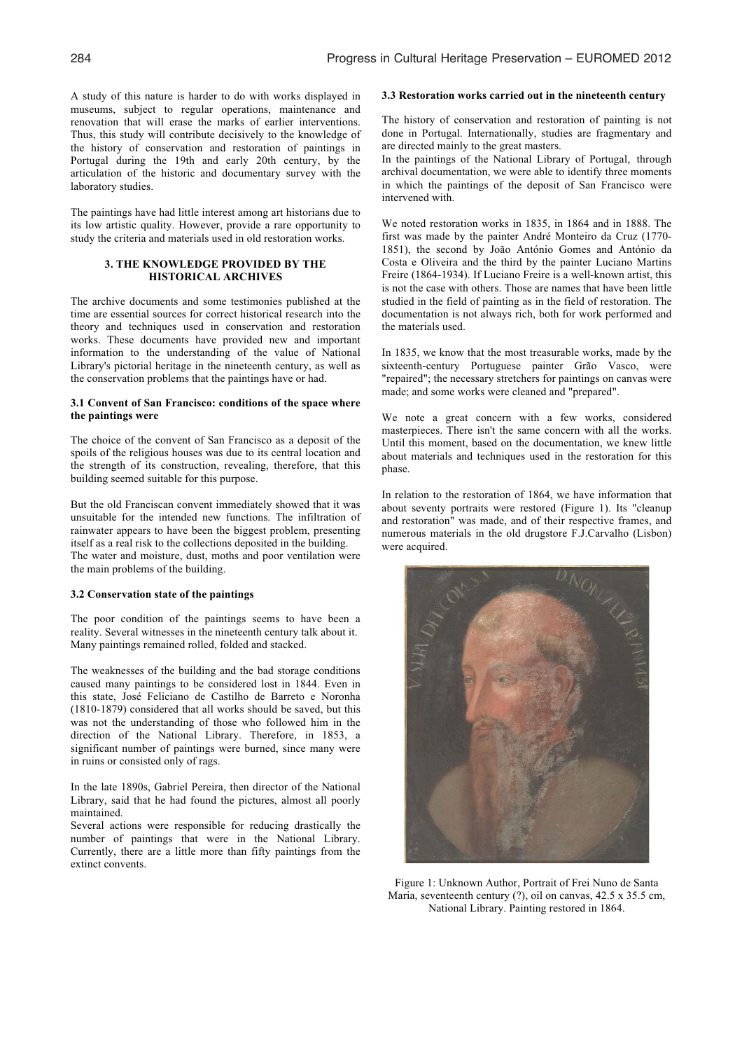A study of this nature is harder to do with works displayed in museums, subject to regular operations, maintenance and renovation that will erase the marks of earlier interventions. Thus, this study will contribute decisively to the knowledge of the history of conservation and restoration of paintings in Portugal during the 19th and early 20th century, by the articulation of the historic and documentary survey with the laboratory studies.

The paintings have had little interest among art historians due to its low artistic quality. However, provide a rare opportunity to study the criteria and materials used in old restoration works.

## 3. THE KNOWLEDGE PROVIDED BY THE HISTORICAL ARCHIVES

The archive documents and some testimonies published at the time are essential sources for correct historical research into the theory and techniques used in conservation and restoration works. These documents have provided new and important information to the understanding of the value of National Library's pictorial heritage in the nineteenth century, as well as the conservation problems that the paintings have or had.

### 3.1 Convent of San Francisco: conditions of the space where the paintings were

The choice of the convent of San Francisco as a deposit of the spoils of the religious houses was due to its central location and the strength of its construction, revealing, therefore, that this building seemed suitable for this purpose.

But the old Franciscan convent immediately showed that it was unsuitable for the intended new functions. The infiltration of rainwater appears to have been the biggest problem, presenting itself as a real risk to the collections deposited in the building. The water and moisture, dust, moths and poor ventilation were the main problems of the building.

### 3.2 Conservation state of the paintings

The poor condition of the paintings seems to have been a reality. Several witnesses in the nineteenth century talk about it. Many paintings remained rolled, folded and stacked.

The weaknesses of the building and the bad storage conditions caused many paintings to be considered lost in 1844. Even in this state, José Feliciano de Castilho de Barreto e Noronha (1810-1879) considered that all works should be saved, but this was not the understanding of those who followed him in the direction of the National Library. Therefore, in 1853, a significant number of paintings were burned, since many were in ruins or consisted only of rags.

In the late 1890s, Gabriel Pereira, then director of the National Library, said that he had found the pictures, almost all poorly maintained.
Several actions were responsible for reducing drastically the number of paintings that were in the National Library. Currently, there are a little more than fifty paintings from the extinct convents.

### 3.3 Restoration works carried out in the nineteenth century

The history of conservation and restoration of painting is not done in Portugal. Internationally, studies are fragmentary and are directed mainly to the great masters.
In the paintings of the National Library of Portugal, through archival documentation, we were able to identify three moments in which the paintings of the deposit of San Francisco were intervened with.

We noted restoration works in 1835, in 1864 and in 1888. The first was made by the painter André Monteiro da Cruz (1770-1851), the second by João António Gomes and António da Costa e Oliveira and the third by the painter Luciano Martins Freire (1864-1934). If Luciano Freire is a well-known artist, this is not the case with others. Those are names that have been little studied in the field of painting as in the field of restoration. The documentation is not always rich, both for work performed and the materials used.

In 1835, we know that the most treasurable works, made by the sixteenth-century Portuguese painter Grão Vasco, were "repaired"; the necessary stretchers for paintings on canvas were made; and some works were cleaned and "prepared".

We note a great concern with a few works, considered masterpieces. There isn't the same concern with all the works. Until this moment, based on the documentation, we knew little about materials and techniques used in the restoration for this phase.

In relation to the restoration of 1864, we have information that about seventy portraits were restored (Figure 1). Its "cleanup and restoration" was made, and of their respective frames, and numerous materials in the old drugstore F.J.Carvalho (Lisbon) were acquired.

Figure 1: Unknown Author, Portrait of Frei Nuno de Santa Maria, seventeenth century (?), oil on canvas, 42.5 x 35.5 cm, National Library. Painting restored in 1864.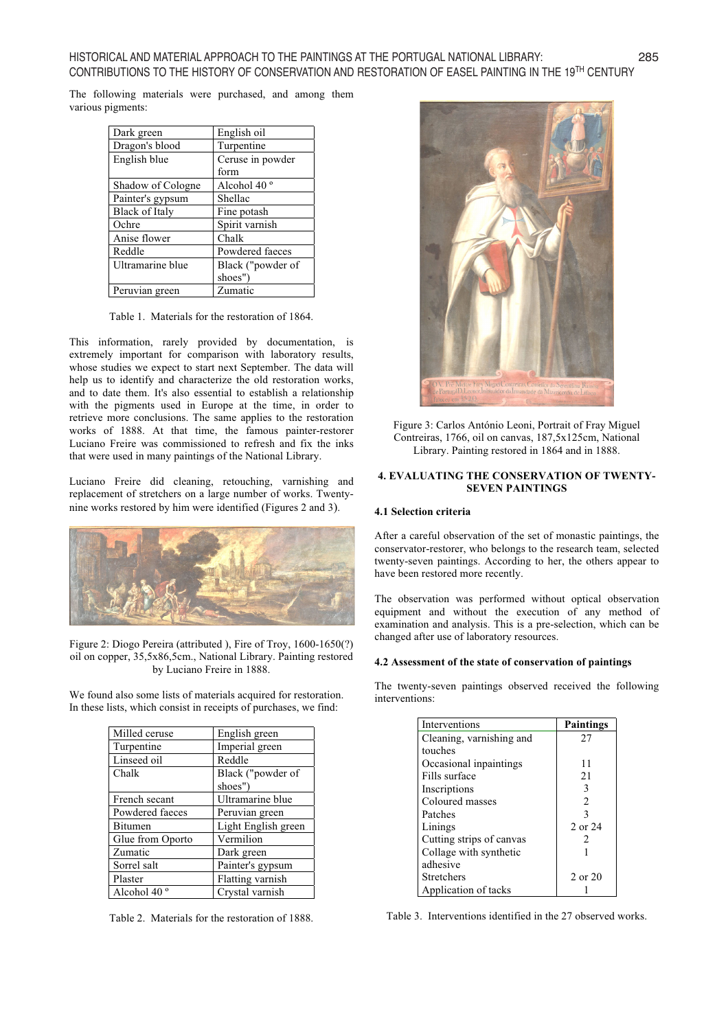The following materials were purchased, and among them various pigments:

| Dark green | English oil |
|---|---|
| Dragon's blood | Turpentine |
| English blue | Ceruse in powder form |
| Shadow of Cologne | Alcohol 40 º |
| Painter's gypsum | Shellac |
| Black of Italy | Fine potash |
| Ochre | Spirit varnish |
| Anise flower | Chalk |
| Reddle | Powdered faeces |
| Ultramarine blue | Black ("powder of shoes") |
| Peruvian green | Zumatic |

Table 1. Materials for the restoration of 1864.

This information, rarely provided by documentation, is extremely important for comparison with laboratory results, whose studies we expect to start next September. The data will help us to identify and characterize the old restoration works, and to date them. It's also essential to establish a relationship with the pigments used in Europe at the time, in order to retrieve more conclusions. The same applies to the restoration works of 1888. At that time, the famous painter-restorer Luciano Freire was commissioned to refresh and fix the inks that were used in many paintings of the National Library.

Luciano Freire did cleaning, retouching, varnishing and replacement of stretchers on a large number of works. Twenty-nine works restored by him were identified (Figures 2 and 3).

Figure 2: Diogo Pereira (attributed ), Fire of Troy, 1600-1650(?) oil on copper, 35,5x86,5cm., National Library. Painting restored by Luciano Freire in 1888.

We found also some lists of materials acquired for restoration. In these lists, which consist in receipts of purchases, we find:

| Milled ceruse | English green |
|---|---|
| Turpentine | Imperial green |
| Linseed oil | Reddle |
| Chalk | Black ("powder of shoes") |
| French secant | Ultramarine blue |
| Powdered faeces | Peruvian green |
| Bitumen | Light English green |
| Glue from Oporto | Vermilion |
| Zumatic | Dark green |
| Sorrel salt | Painter's gypsum |
| Plaster | Flatting varnish |
| Alcohol 40 º | Crystal varnish |

Table 2. Materials for the restoration of 1888.

Figure 3: Carlos António Leoni, Portrait of Fray Miguel Contreiras, 1766, oil on canvas, 187,5x125cm, National Library. Painting restored in 1864 and in 1888.

## 4. EVALUATING THE CONSERVATION OF TWENTY-SEVEN PAINTINGS

### 4.1 Selection criteria

After a careful observation of the set of monastic paintings, the conservator-restorer, who belongs to the research team, selected twenty-seven paintings. According to her, the others appear to have been restored more recently.

The observation was performed without optical observation equipment and without the execution of any method of examination and analysis. This is a pre-selection, which can be changed after use of laboratory resources.

### 4.2 Assessment of the state of conservation of paintings

The twenty-seven paintings observed received the following interventions:

| Interventions | **Paintings** |
|---|---|
| Cleaning, varnishing and touches | 27 |
| Occasional inpaintings | 11 |
| Fills surface | 21 |
| Inscriptions | 3 |
| Coloured masses | 2 |
| Patches | 3 |
| Linings | 2 or 24 |
| Cutting strips of canvas | 2 |
| Collage with synthetic adhesive | 1 |
| Stretchers | 2 or 20 |
| Application of tacks | 1 |

Table 3. Interventions identified in the 27 observed works.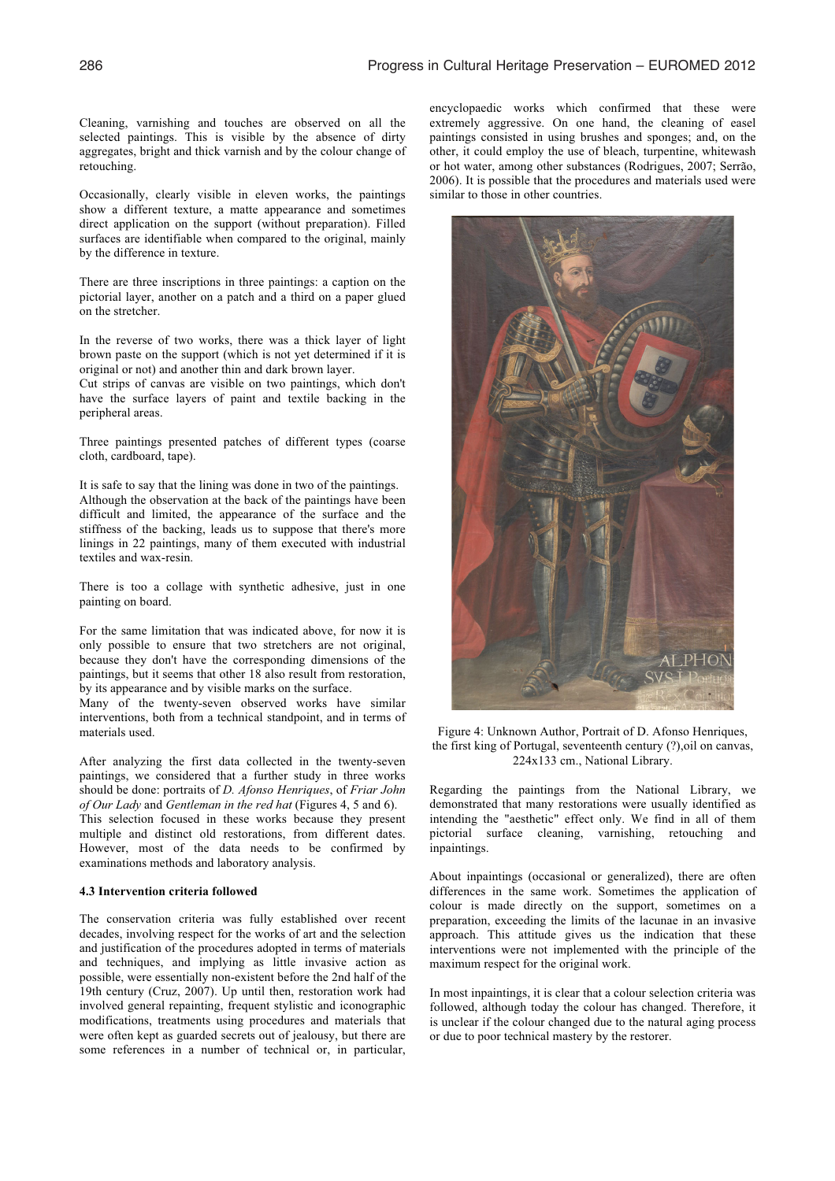Cleaning, varnishing and touches are observed on all the selected paintings. This is visible by the absence of dirty aggregates, bright and thick varnish and by the colour change of retouching.

Occasionally, clearly visible in eleven works, the paintings show a different texture, a matte appearance and sometimes direct application on the support (without preparation). Filled surfaces are identifiable when compared to the original, mainly by the difference in texture.

There are three inscriptions in three paintings: a caption on the pictorial layer, another on a patch and a third on a paper glued on the stretcher.

In the reverse of two works, there was a thick layer of light brown paste on the support (which is not yet determined if it is original or not) and another thin and dark brown layer.
Cut strips of canvas are visible on two paintings, which don't have the surface layers of paint and textile backing in the peripheral areas.

Three paintings presented patches of different types (coarse cloth, cardboard, tape).

It is safe to say that the lining was done in two of the paintings.
Although the observation at the back of the paintings have been difficult and limited, the appearance of the surface and the stiffness of the backing, leads us to suppose that there's more linings in 22 paintings, many of them executed with industrial textiles and wax-resin.

There is too a collage with synthetic adhesive, just in one painting on board.

For the same limitation that was indicated above, for now it is only possible to ensure that two stretchers are not original, because they don't have the corresponding dimensions of the paintings, but it seems that other 18 also result from restoration, by its appearance and by visible marks on the surface.
Many of the twenty-seven observed works have similar interventions, both from a technical standpoint, and in terms of materials used.

After analyzing the first data collected in the twenty-seven paintings, we considered that a further study in three works should be done: portraits of *D. Afonso Henriques*, of *Friar John of Our Lady* and *Gentleman in the red hat* (Figures 4, 5 and 6).
This selection focused in these works because they present multiple and distinct old restorations, from different dates. However, most of the data needs to be confirmed by examinations methods and laboratory analysis.

### 4.3 Intervention criteria followed

The conservation criteria was fully established over recent decades, involving respect for the works of art and the selection and justification of the procedures adopted in terms of materials and techniques, and implying as little invasive action as possible, were essentially non-existent before the 2nd half of the 19th century (Cruz, 2007). Up until then, restoration work had involved general repainting, frequent stylistic and iconographic modifications, treatments using procedures and materials that were often kept as guarded secrets out of jealousy, but there are some references in a number of technical or, in particular, encyclopaedic works which confirmed that these were extremely aggressive. On one hand, the cleaning of easel paintings consisted in using brushes and sponges; and, on the other, it could employ the use of bleach, turpentine, whitewash or hot water, among other substances (Rodrigues, 2007; Serrão, 2006). It is possible that the procedures and materials used were similar to those in other countries.

Figure 4: Unknown Author, Portrait of D. Afonso Henriques, the first king of Portugal, seventeenth century (?),oil on canvas, 224x133 cm., National Library.

Regarding the paintings from the National Library, we demonstrated that many restorations were usually identified as intending the "aesthetic" effect only. We find in all of them pictorial surface cleaning, varnishing, retouching and inpaintings.

About inpaintings (occasional or generalized), there are often differences in the same work. Sometimes the application of colour is made directly on the support, sometimes on a preparation, exceeding the limits of the lacunae in an invasive approach. This attitude gives us the indication that these interventions were not implemented with the principle of the maximum respect for the original work.

In most inpaintings, it is clear that a colour selection criteria was followed, although today the colour has changed. Therefore, it is unclear if the colour changed due to the natural aging process or due to poor technical mastery by the restorer.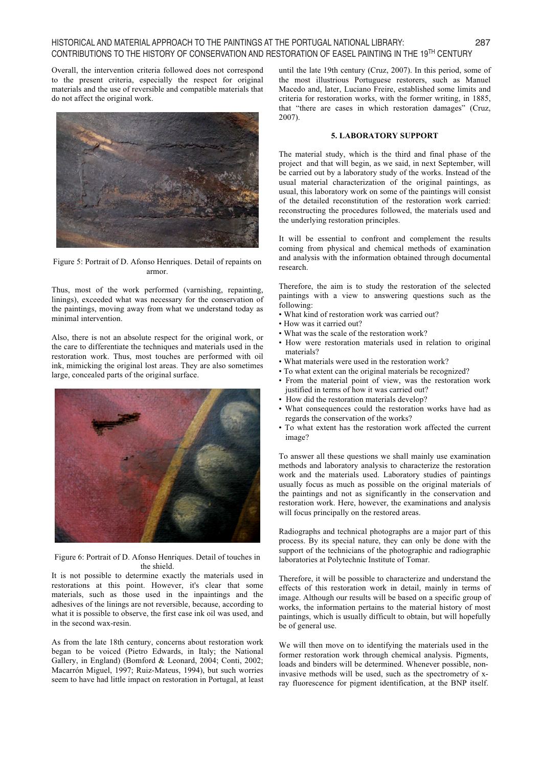Overall, the intervention criteria followed does not correspond to the present criteria, especially the respect for original materials and the use of reversible and compatible materials that do not affect the original work.

Figure 5: Portrait of D. Afonso Henriques. Detail of repaints on armor.

Thus, most of the work performed (varnishing, repainting, linings), exceeded what was necessary for the conservation of the paintings, moving away from what we understand today as minimal intervention.

Also, there is not an absolute respect for the original work, or the care to differentiate the techniques and materials used in the restoration work. Thus, most touches are performed with oil ink, mimicking the original lost areas. They are also sometimes large, concealed parts of the original surface.

Figure 6: Portrait of D. Afonso Henriques. Detail of touches in the shield.

It is not possible to determine exactly the materials used in restorations at this point. However, it's clear that some materials, such as those used in the inpaintings and the adhesives of the linings are not reversible, because, according to what it is possible to observe, the first case ink oil was used, and in the second wax-resin.

As from the late 18th century, concerns about restoration work began to be voiced (Pietro Edwards, in Italy; the National Gallery, in England) (Bomford & Leonard, 2004; Conti, 2002; Macarrón Miguel, 1997; Ruiz-Mateus, 1994), but such worries seem to have had little impact on restoration in Portugal, at least until the late 19th century (Cruz, 2007). In this period, some of the most illustrious Portuguese restorers, such as Manuel Macedo and, later, Luciano Freire, established some limits and criteria for restoration works, with the former writing, in 1885, that "there are cases in which restoration damages" (Cruz, 2007).

## 5. LABORATORY SUPPORT

The material study, which is the third and final phase of the project and that will begin, as we said, in next September, will be carried out by a laboratory study of the works. Instead of the usual material characterization of the original paintings, as usual, this laboratory work on some of the paintings will consist of the detailed reconstitution of the restoration work carried: reconstructing the procedures followed, the materials used and the underlying restoration principles.

It will be essential to confront and complement the results coming from physical and chemical methods of examination and analysis with the information obtained through documental research.

Therefore, the aim is to study the restoration of the selected paintings with a view to answering questions such as the following:

- What kind of restoration work was carried out?
- How was it carried out?
- What was the scale of the restoration work?
- How were restoration materials used in relation to original materials?
- What materials were used in the restoration work?
- To what extent can the original materials be recognized?
- From the material point of view, was the restoration work justified in terms of how it was carried out?
- How did the restoration materials develop?
- What consequences could the restoration works have had as regards the conservation of the works?
- To what extent has the restoration work affected the current image?

To answer all these questions we shall mainly use examination methods and laboratory analysis to characterize the restoration work and the materials used. Laboratory studies of paintings usually focus as much as possible on the original materials of the paintings and not as significantly in the conservation and restoration work. Here, however, the examinations and analysis will focus principally on the restored areas.

Radiographs and technical photographs are a major part of this process. By its special nature, they can only be done with the support of the technicians of the photographic and radiographic laboratories at Polytechnic Institute of Tomar.

Therefore, it will be possible to characterize and understand the effects of this restoration work in detail, mainly in terms of image. Although our results will be based on a specific group of works, the information pertains to the material history of most paintings, which is usually difficult to obtain, but will hopefully be of general use.

We will then move on to identifying the materials used in the former restoration work through chemical analysis. Pigments, loads and binders will be determined. Whenever possible, non-invasive methods will be used, such as the spectrometry of x-ray fluorescence for pigment identification, at the BNP itself.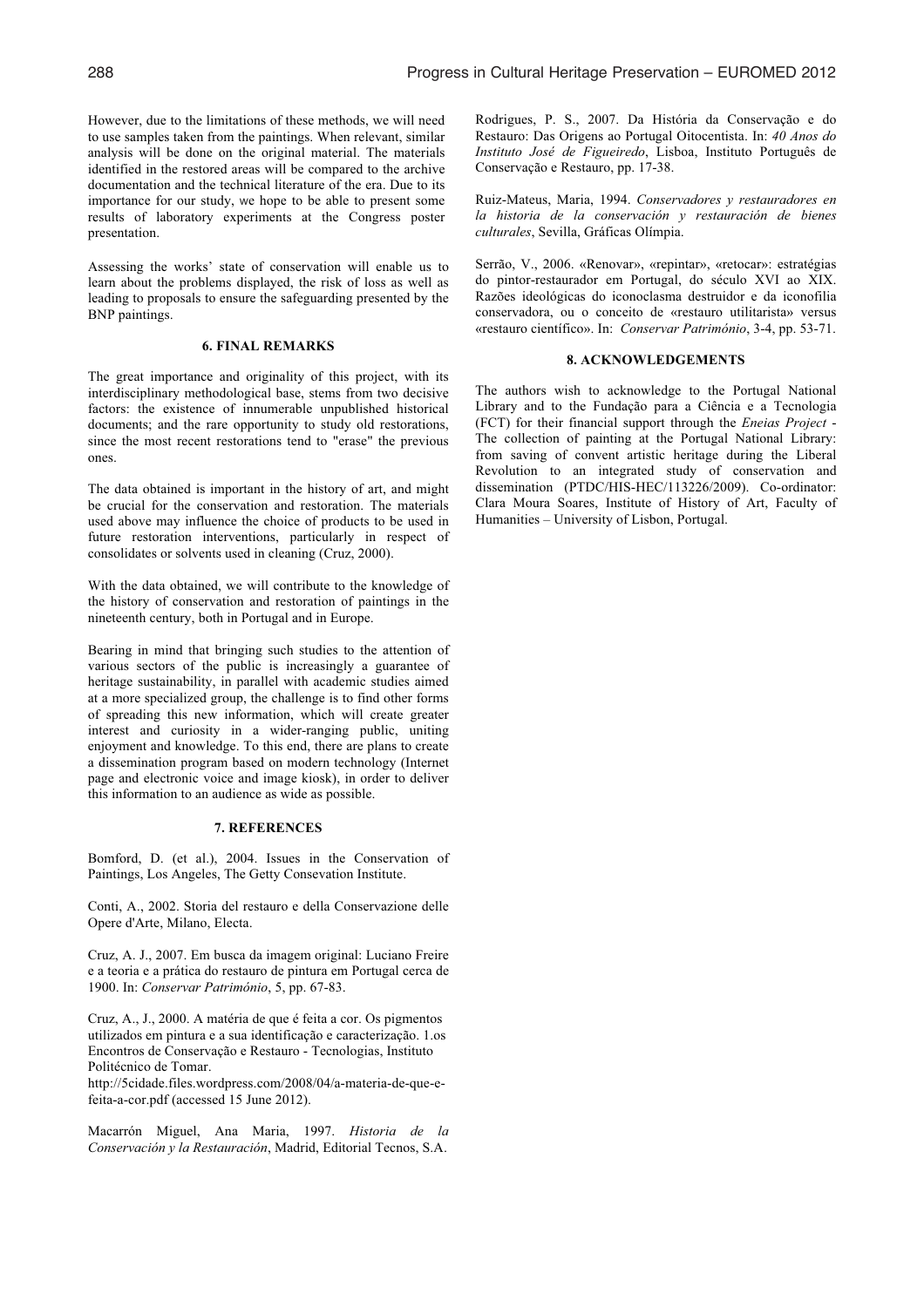However, due to the limitations of these methods, we will need to use samples taken from the paintings. When relevant, similar analysis will be done on the original material. The materials identified in the restored areas will be compared to the archive documentation and the technical literature of the era. Due to its importance for our study, we hope to be able to present some results of laboratory experiments at the Congress poster presentation.

Assessing the works' state of conservation will enable us to learn about the problems displayed, the risk of loss as well as leading to proposals to ensure the safeguarding presented by the BNP paintings.

## 6. FINAL REMARKS

The great importance and originality of this project, with its interdisciplinary methodological base, stems from two decisive factors: the existence of innumerable unpublished historical documents; and the rare opportunity to study old restorations, since the most recent restorations tend to "erase" the previous ones.

The data obtained is important in the history of art, and might be crucial for the conservation and restoration. The materials used above may influence the choice of products to be used in future restoration interventions, particularly in respect of consolidates or solvents used in cleaning (Cruz, 2000).

With the data obtained, we will contribute to the knowledge of the history of conservation and restoration of paintings in the nineteenth century, both in Portugal and in Europe.

Bearing in mind that bringing such studies to the attention of various sectors of the public is increasingly a guarantee of heritage sustainability, in parallel with academic studies aimed at a more specialized group, the challenge is to find other forms of spreading this new information, which will create greater interest and curiosity in a wider-ranging public, uniting enjoyment and knowledge. To this end, there are plans to create a dissemination program based on modern technology (Internet page and electronic voice and image kiosk), in order to deliver this information to an audience as wide as possible.

## 7. REFERENCES

Bomford, D. (et al.), 2004. Issues in the Conservation of Paintings, Los Angeles, The Getty Consevation Institute.

Conti, A., 2002. Storia del restauro e della Conservazione delle Opere d'Arte, Milano, Electa.

Cruz, A. J., 2007. Em busca da imagem original: Luciano Freire e a teoria e a prática do restauro de pintura em Portugal cerca de 1900. In: *Conservar Património*, 5, pp. 67-83.

Cruz, A., J., 2000. A matéria de que é feita a cor. Os pigmentos utilizados em pintura e a sua identificação e caracterização. 1.os Encontros de Conservação e Restauro - Tecnologias, Instituto Politécnico de Tomar. http://5cidade.files.wordpress.com/2008/04/a-materia-de-que-e-feita-a-cor.pdf (accessed 15 June 2012).

Macarrón Miguel, Ana Maria, 1997. *Historia de la Conservación y la Restauración*, Madrid, Editorial Tecnos, S.A.

Rodrigues, P. S., 2007. Da História da Conservação e do Restauro: Das Origens ao Portugal Oitocentista. In: *40 Anos do Instituto José de Figueiredo*, Lisboa, Instituto Português de Conservação e Restauro, pp. 17-38.

Ruiz-Mateus, Maria, 1994. *Conservadores y restauradores en la historia de la conservación y restauración de bienes culturales*, Sevilla, Gráficas Olímpia.

Serrão, V., 2006. «Renovar», «repintar», «retocar»: estratégias do pintor-restaurador em Portugal, do século XVI ao XIX. Razões ideológicas do iconoclasma destruidor e da iconofilia conservadora, ou o conceito de «restauro utilitarista» versus «restauro científico». In: *Conservar Património*, 3-4, pp. 53-71.

## 8. ACKNOWLEDGEMENTS

The authors wish to acknowledge to the Portugal National Library and to the Fundação para a Ciência e a Tecnologia (FCT) for their financial support through the *Eneias Project* - The collection of painting at the Portugal National Library: from saving of convent artistic heritage during the Liberal Revolution to an integrated study of conservation and dissemination (PTDC/HIS-HEC/113226/2009). Co-ordinator: Clara Moura Soares, Institute of History of Art, Faculty of Humanities – University of Lisbon, Portugal.